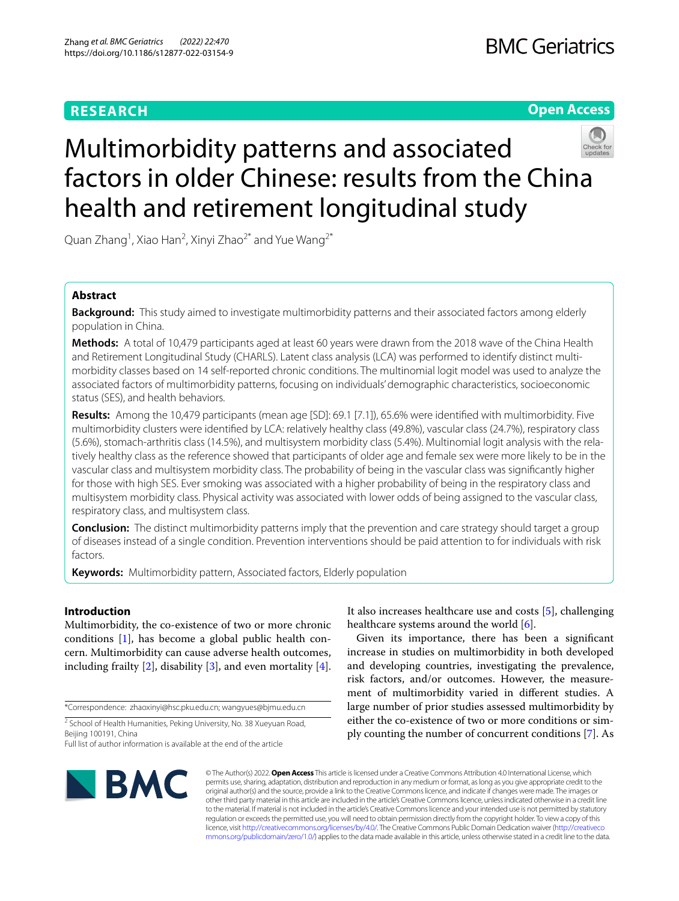RESEARCH

Open Access

# Multimorbidity patterns and associated factors in older Chinese: results from the China health and retirement longitudinal study

Quan Zhang[1], Xiao Han[2], Xinyi Zhao[2*] and Yue Wang[2*]

## Abstract

**Background:** This study aimed to investigate multimorbidity patterns and their associated factors among elderly population in China.

**Methods:** A total of 10,479 participants aged at least 60 years were drawn from the 2018 wave of the China Health and Retirement Longitudinal Study (CHARLS). Latent class analysis (LCA) was performed to identify distinct multimorbidity classes based on 14 self-reported chronic conditions. The multinomial logit model was used to analyze the associated factors of multimorbidity patterns, focusing on individuals' demographic characteristics, socioeconomic status (SES), and health behaviors.

**Results:** Among the 10,479 participants (mean age [SD]: 69.1 [7.1]), 65.6% were identified with multimorbidity. Five multimorbidity clusters were identified by LCA: relatively healthy class (49.8%), vascular class (24.7%), respiratory class (5.6%), stomach-arthritis class (14.5%), and multisystem morbidity class (5.4%). Multinomial logit analysis with the relatively healthy class as the reference showed that participants of older age and female sex were more likely to be in the vascular class and multisystem morbidity class. The probability of being in the vascular class was significantly higher for those with high SES. Ever smoking was associated with a higher probability of being in the respiratory class and multisystem morbidity class. Physical activity was associated with lower odds of being assigned to the vascular class, respiratory class, and multisystem class.

**Conclusion:** The distinct multimorbidity patterns imply that the prevention and care strategy should target a group of diseases instead of a single condition. Prevention interventions should be paid attention to for individuals with risk factors.

**Keywords:** Multimorbidity pattern, Associated factors, Elderly population

## Introduction

Multimorbidity, the co-existence of two or more chronic conditions [1], has become a global public health concern. Multimorbidity can cause adverse health outcomes, including frailty [2], disability [3], and even mortality [4]. It also increases healthcare use and costs [5], challenging healthcare systems around the world [6].

Given its importance, there has been a significant increase in studies on multimorbidity in both developed and developing countries, investigating the prevalence, risk factors, and/or outcomes. However, the measurement of multimorbidity varied in different studies. A large number of prior studies assessed multimorbidity by either the co-existence of two or more conditions or simply counting the number of concurrent conditions [7]. As

*Correspondence: zhaoxinyi@hsc.pku.edu.cn; wangyues@bjmu.edu.cn

[2] School of Health Humanities, Peking University, No. 38 Xueyuan Road, Beijing 100191, China

Full list of author information is available at the end of the article

© The Author(s) 2022. **Open Access** This article is licensed under a Creative Commons Attribution 4.0 International License, which permits use, sharing, adaptation, distribution and reproduction in any medium or format, as long as you give appropriate credit to the original author(s) and the source, provide a link to the Creative Commons licence, and indicate if changes were made. The images or other third party material in this article are included in the article's Creative Commons licence, unless indicated otherwise in a credit line to the material. If material is not included in the article's Creative Commons licence and your intended use is not permitted by statutory regulation or exceeds the permitted use, you will need to obtain permission directly from the copyright holder. To view a copy of this licence, visit http://creativecommons.org/licenses/by/4.0/. The Creative Commons Public Domain Dedication waiver (http://creativecommons.org/publicdomain/zero/1.0/) applies to the data made available in this article, unless otherwise stated in a credit line to the data.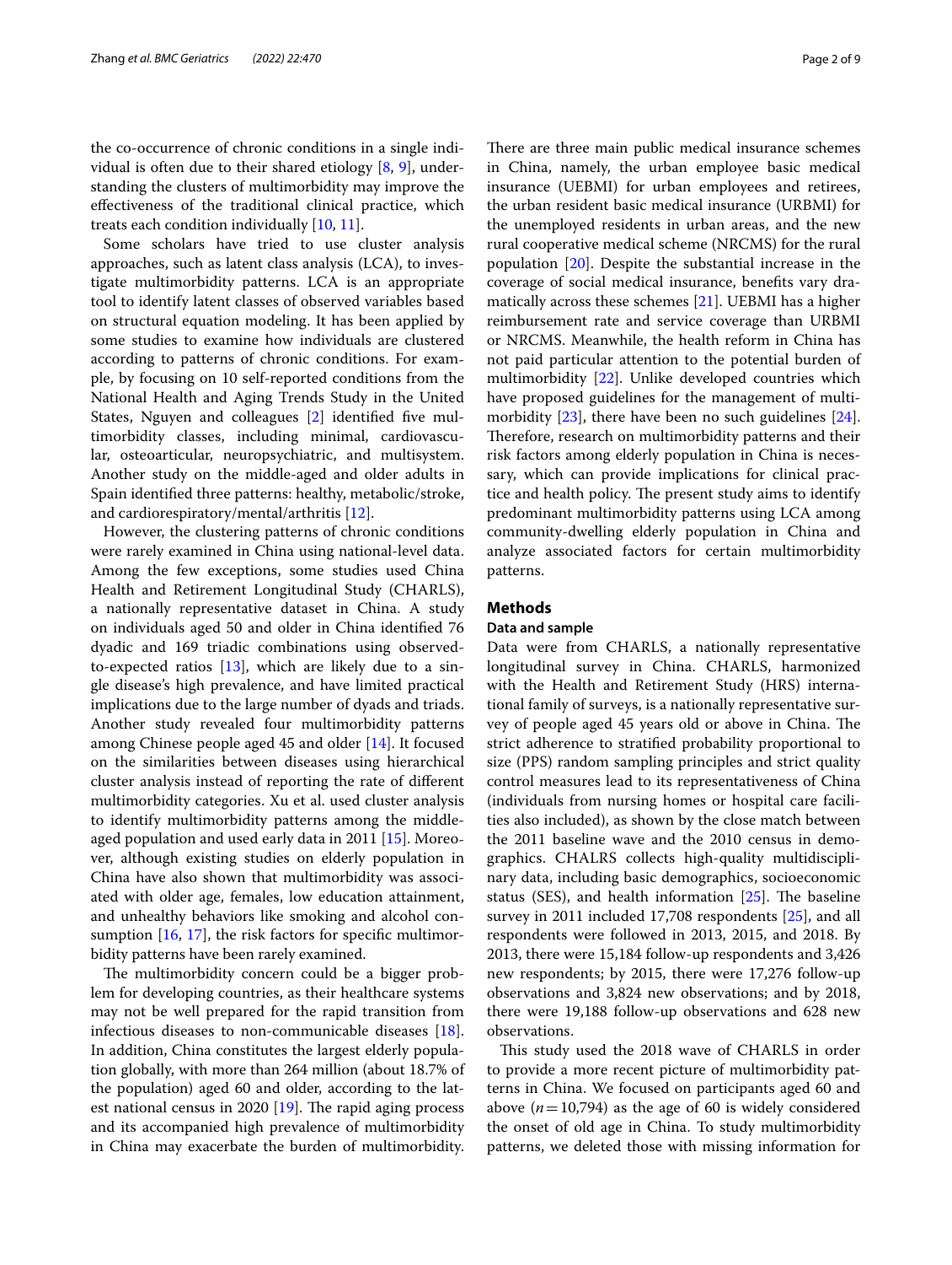the co-occurrence of chronic conditions in a single individual is often due to their shared etiology [8, 9], understanding the clusters of multimorbidity may improve the effectiveness of the traditional clinical practice, which treats each condition individually [10, 11].

Some scholars have tried to use cluster analysis approaches, such as latent class analysis (LCA), to investigate multimorbidity patterns. LCA is an appropriate tool to identify latent classes of observed variables based on structural equation modeling. It has been applied by some studies to examine how individuals are clustered according to patterns of chronic conditions. For example, by focusing on 10 self-reported conditions from the National Health and Aging Trends Study in the United States, Nguyen and colleagues [2] identified five multimorbidity classes, including minimal, cardiovascular, osteoarticular, neuropsychiatric, and multisystem. Another study on the middle-aged and older adults in Spain identified three patterns: healthy, metabolic/stroke, and cardiorespiratory/mental/arthritis [12].

However, the clustering patterns of chronic conditions were rarely examined in China using national-level data. Among the few exceptions, some studies used China Health and Retirement Longitudinal Study (CHARLS), a nationally representative dataset in China. A study on individuals aged 50 and older in China identified 76 dyadic and 169 triadic combinations using observed-to-expected ratios [13], which are likely due to a single disease's high prevalence, and have limited practical implications due to the large number of dyads and triads. Another study revealed four multimorbidity patterns among Chinese people aged 45 and older [14]. It focused on the similarities between diseases using hierarchical cluster analysis instead of reporting the rate of different multimorbidity categories. Xu et al. used cluster analysis to identify multimorbidity patterns among the middle-aged population and used early data in 2011 [15]. Moreover, although existing studies on elderly population in China have also shown that multimorbidity was associated with older age, females, low education attainment, and unhealthy behaviors like smoking and alcohol consumption [16, 17], the risk factors for specific multimorbidity patterns have been rarely examined.

The multimorbidity concern could be a bigger problem for developing countries, as their healthcare systems may not be well prepared for the rapid transition from infectious diseases to non-communicable diseases [18]. In addition, China constitutes the largest elderly population globally, with more than 264 million (about 18.7% of the population) aged 60 and older, according to the latest national census in 2020 [19]. The rapid aging process and its accompanied high prevalence of multimorbidity in China may exacerbate the burden of multimorbidity. There are three main public medical insurance schemes in China, namely, the urban employee basic medical insurance (UEBMI) for urban employees and retirees, the urban resident basic medical insurance (URBMI) for the unemployed residents in urban areas, and the new rural cooperative medical scheme (NRCMS) for the rural population [20]. Despite the substantial increase in the coverage of social medical insurance, benefits vary dramatically across these schemes [21]. UEBMI has a higher reimbursement rate and service coverage than URBMI or NRCMS. Meanwhile, the health reform in China has not paid particular attention to the potential burden of multimorbidity [22]. Unlike developed countries which have proposed guidelines for the management of multimorbidity [23], there have been no such guidelines [24]. Therefore, research on multimorbidity patterns and their risk factors among elderly population in China is necessary, which can provide implications for clinical practice and health policy. The present study aims to identify predominant multimorbidity patterns using LCA among community-dwelling elderly population in China and analyze associated factors for certain multimorbidity patterns.

## Methods

### Data and sample

Data were from CHARLS, a nationally representative longitudinal survey in China. CHARLS, harmonized with the Health and Retirement Study (HRS) international family of surveys, is a nationally representative survey of people aged 45 years old or above in China. The strict adherence to stratified probability proportional to size (PPS) random sampling principles and strict quality control measures lead to its representativeness of China (individuals from nursing homes or hospital care facilities also included), as shown by the close match between the 2011 baseline wave and the 2010 census in demographics. CHALRS collects high-quality multidisciplinary data, including basic demographics, socioeconomic status (SES), and health information [25]. The baseline survey in 2011 included 17,708 respondents [25], and all respondents were followed in 2013, 2015, and 2018. By 2013, there were 15,184 follow-up respondents and 3,426 new respondents; by 2015, there were 17,276 follow-up observations and 3,824 new observations; and by 2018, there were 19,188 follow-up observations and 628 new observations.

This study used the 2018 wave of CHARLS in order to provide a more recent picture of multimorbidity patterns in China. We focused on participants aged 60 and above ($n = 10{,}794$) as the age of 60 is widely considered the onset of old age in China. To study multimorbidity patterns, we deleted those with missing information for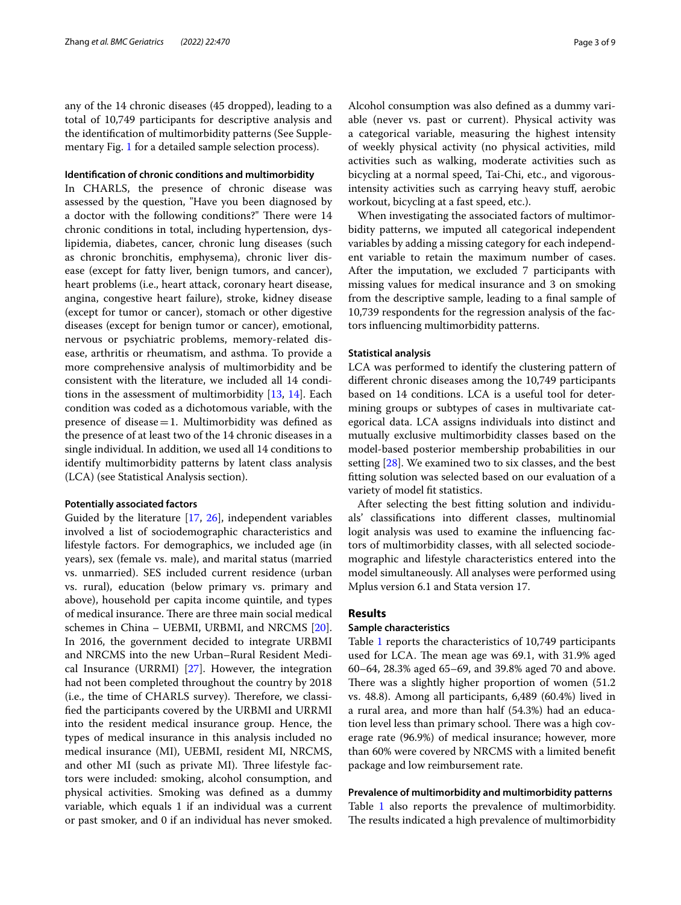any of the 14 chronic diseases (45 dropped), leading to a total of 10,749 participants for descriptive analysis and the identification of multimorbidity patterns (See Supplementary Fig. 1 for a detailed sample selection process).

#### Identification of chronic conditions and multimorbidity

In CHARLS, the presence of chronic disease was assessed by the question, "Have you been diagnosed by a doctor with the following conditions?" There were 14 chronic conditions in total, including hypertension, dyslipidemia, diabetes, cancer, chronic lung diseases (such as chronic bronchitis, emphysema), chronic liver disease (except for fatty liver, benign tumors, and cancer), heart problems (i.e., heart attack, coronary heart disease, angina, congestive heart failure), stroke, kidney disease (except for tumor or cancer), stomach or other digestive diseases (except for benign tumor or cancer), emotional, nervous or psychiatric problems, memory-related disease, arthritis or rheumatism, and asthma. To provide a more comprehensive analysis of multimorbidity and be consistent with the literature, we included all 14 conditions in the assessment of multimorbidity [13, 14]. Each condition was coded as a dichotomous variable, with the presence of disease = 1. Multimorbidity was defined as the presence of at least two of the 14 chronic diseases in a single individual. In addition, we used all 14 conditions to identify multimorbidity patterns by latent class analysis (LCA) (see Statistical Analysis section).

#### Potentially associated factors

Guided by the literature [17, 26], independent variables involved a list of sociodemographic characteristics and lifestyle factors. For demographics, we included age (in years), sex (female vs. male), and marital status (married vs. unmarried). SES included current residence (urban vs. rural), education (below primary vs. primary and above), household per capita income quintile, and types of medical insurance. There are three main social medical schemes in China – UEBMI, URBMI, and NRCMS [20]. In 2016, the government decided to integrate URBMI and NRCMS into the new Urban–Rural Resident Medical Insurance (URRMI) [27]. However, the integration had not been completed throughout the country by 2018 (i.e., the time of CHARLS survey). Therefore, we classified the participants covered by the URBMI and URRMI into the resident medical insurance group. Hence, the types of medical insurance in this analysis included no medical insurance (MI), UEBMI, resident MI, NRCMS, and other MI (such as private MI). Three lifestyle factors were included: smoking, alcohol consumption, and physical activities. Smoking was defined as a dummy variable, which equals 1 if an individual was a current or past smoker, and 0 if an individual has never smoked. Alcohol consumption was also defined as a dummy variable (never vs. past or current). Physical activity was a categorical variable, measuring the highest intensity of weekly physical activity (no physical activities, mild activities such as walking, moderate activities such as bicycling at a normal speed, Tai-Chi, etc., and vigorous-intensity activities such as carrying heavy stuff, aerobic workout, bicycling at a fast speed, etc.).

When investigating the associated factors of multimorbidity patterns, we imputed all categorical independent variables by adding a missing category for each independent variable to retain the maximum number of cases. After the imputation, we excluded 7 participants with missing values for medical insurance and 3 on smoking from the descriptive sample, leading to a final sample of 10,739 respondents for the regression analysis of the factors influencing multimorbidity patterns.

#### Statistical analysis

LCA was performed to identify the clustering pattern of different chronic diseases among the 10,749 participants based on 14 conditions. LCA is a useful tool for determining groups or subtypes of cases in multivariate categorical data. LCA assigns individuals into distinct and mutually exclusive multimorbidity classes based on the model-based posterior membership probabilities in our setting [28]. We examined two to six classes, and the best fitting solution was selected based on our evaluation of a variety of model fit statistics.

After selecting the best fitting solution and individuals' classifications into different classes, multinomial logit analysis was used to examine the influencing factors of multimorbidity classes, with all selected sociodemographic and lifestyle characteristics entered into the model simultaneously. All analyses were performed using Mplus version 6.1 and Stata version 17.

## Results

#### Sample characteristics

Table 1 reports the characteristics of 10,749 participants used for LCA. The mean age was 69.1, with 31.9% aged 60–64, 28.3% aged 65–69, and 39.8% aged 70 and above. There was a slightly higher proportion of women (51.2 vs. 48.8). Among all participants, 6,489 (60.4%) lived in a rural area, and more than half (54.3%) had an education level less than primary school. There was a high coverage rate (96.9%) of medical insurance; however, more than 60% were covered by NRCMS with a limited benefit package and low reimbursement rate.

#### Prevalence of multimorbidity and multimorbidity patterns

Table 1 also reports the prevalence of multimorbidity. The results indicated a high prevalence of multimorbidity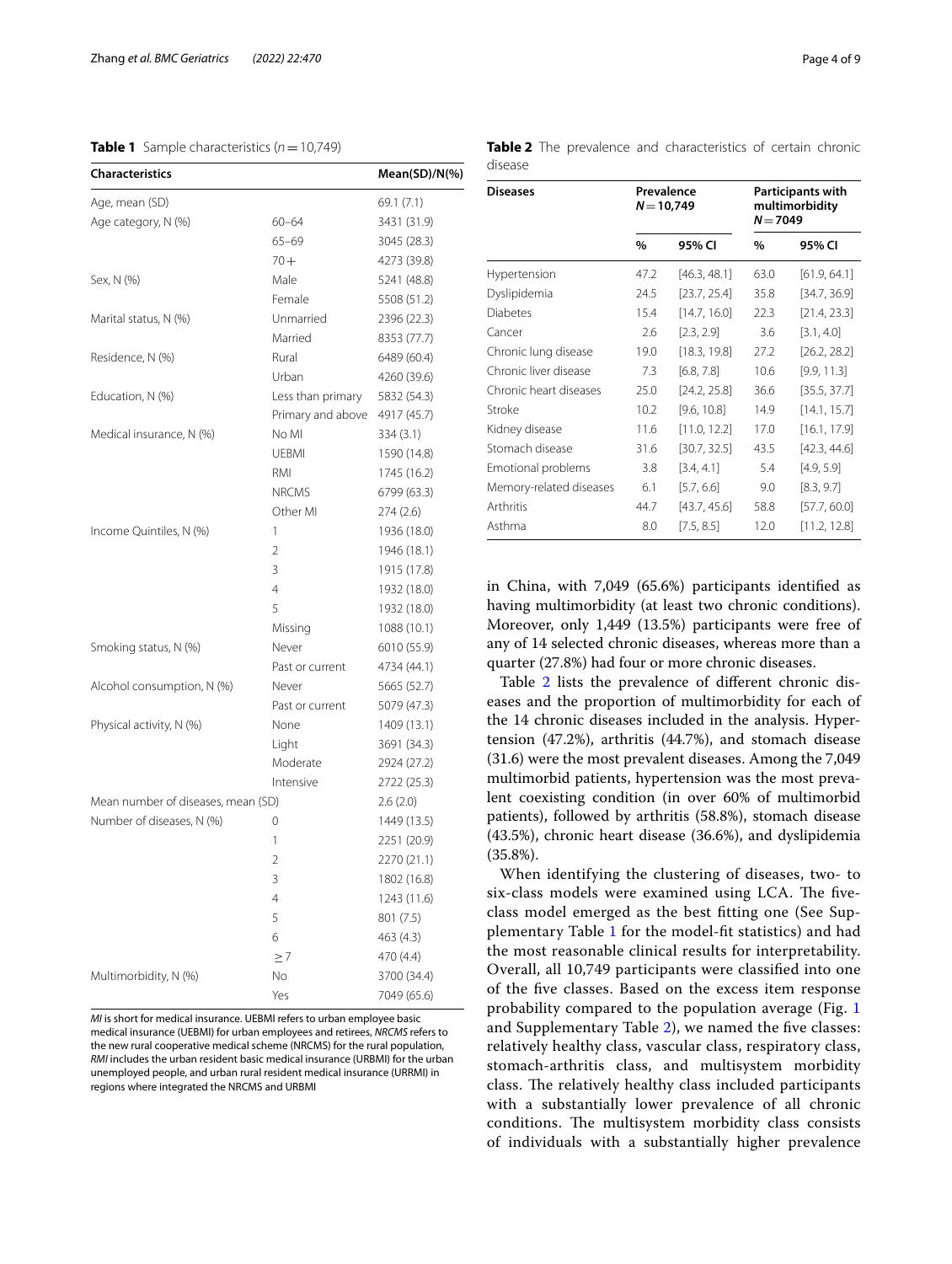**Table 1** Sample characteristics ($n = 10,749$)

| Characteristics | | Mean(SD)/N(%) |
|---|---|---|
| Age, mean (SD) | | 69.1 (7.1) |
| Age category, N (%) | 60–64 | 3431 (31.9) |
| | 65–69 | 3045 (28.3) |
| | 70+ | 4273 (39.8) |
| Sex, N (%) | Male | 5241 (48.8) |
| | Female | 5508 (51.2) |
| Marital status, N (%) | Unmarried | 2396 (22.3) |
| | Married | 8353 (77.7) |
| Residence, N (%) | Rural | 6489 (60.4) |
| | Urban | 4260 (39.6) |
| Education, N (%) | Less than primary | 5832 (54.3) |
| | Primary and above | 4917 (45.7) |
| Medical insurance, N (%) | No MI | 334 (3.1) |
| | UEBMI | 1590 (14.8) |
| | RMI | 1745 (16.2) |
| | NRCMS | 6799 (63.3) |
| | Other MI | 274 (2.6) |
| Income Quintiles, N (%) | 1 | 1936 (18.0) |
| | 2 | 1946 (18.1) |
| | 3 | 1915 (17.8) |
| | 4 | 1932 (18.0) |
| | 5 | 1932 (18.0) |
| | Missing | 1088 (10.1) |
| Smoking status, N (%) | Never | 6010 (55.9) |
| | Past or current | 4734 (44.1) |
| Alcohol consumption, N (%) | Never | 5665 (52.7) |
| | Past or current | 5079 (47.3) |
| Physical activity, N (%) | None | 1409 (13.1) |
| | Light | 3691 (34.3) |
| | Moderate | 2924 (27.2) |
| | Intensive | 2722 (25.3) |
| Mean number of diseases, mean (SD) | | 2.6 (2.0) |
| Number of diseases, N (%) | 0 | 1449 (13.5) |
| | 1 | 2251 (20.9) |
| | 2 | 2270 (21.1) |
| | 3 | 1802 (16.8) |
| | 4 | 1243 (11.6) |
| | 5 | 801 (7.5) |
| | 6 | 463 (4.3) |
| | ≥7 | 470 (4.4) |
| Multimorbidity, N (%) | No | 3700 (34.4) |
| | Yes | 7049 (65.6) |

*MI* is short for medical insurance. UEBMI refers to urban employee basic medical insurance (UEBMI) for urban employees and retirees, *NRCMS* refers to the new rural cooperative medical scheme (NRCMS) for the rural population, *RMI* includes the urban resident basic medical insurance (URBMI) for the urban unemployed people, and urban rural resident medical insurance (URRMI) in regions where integrated the NRCMS and URBMI

**Table 2** The prevalence and characteristics of certain chronic disease

| Diseases | Prevalence $N = 10,749$ | | Participants with multimorbidity $N = 7049$ | |
|---|---|---|---|---|
| | % | 95% CI | % | 95% CI |
| Hypertension | 47.2 | [46.3, 48.1] | 63.0 | [61.9, 64.1] |
| Dyslipidemia | 24.5 | [23.7, 25.4] | 35.8 | [34.7, 36.9] |
| Diabetes | 15.4 | [14.7, 16.0] | 22.3 | [21.4, 23.3] |
| Cancer | 2.6 | [2.3, 2.9] | 3.6 | [3.1, 4.0] |
| Chronic lung disease | 19.0 | [18.3, 19.8] | 27.2 | [26.2, 28.2] |
| Chronic liver disease | 7.3 | [6.8, 7.8] | 10.6 | [9.9, 11.3] |
| Chronic heart diseases | 25.0 | [24.2, 25.8] | 36.6 | [35.5, 37.7] |
| Stroke | 10.2 | [9.6, 10.8] | 14.9 | [14.1, 15.7] |
| Kidney disease | 11.6 | [11.0, 12.2] | 17.0 | [16.1, 17.9] |
| Stomach disease | 31.6 | [30.7, 32.5] | 43.5 | [42.3, 44.6] |
| Emotional problems | 3.8 | [3.4, 4.1] | 5.4 | [4.9, 5.9] |
| Memory-related diseases | 6.1 | [5.7, 6.6] | 9.0 | [8.3, 9.7] |
| Arthritis | 44.7 | [43.7, 45.6] | 58.8 | [57.7, 60.0] |
| Asthma | 8.0 | [7.5, 8.5] | 12.0 | [11.2, 12.8] |

in China, with 7,049 (65.6%) participants identified as having multimorbidity (at least two chronic conditions). Moreover, only 1,449 (13.5%) participants were free of any of 14 selected chronic diseases, whereas more than a quarter (27.8%) had four or more chronic diseases.

Table 2 lists the prevalence of different chronic diseases and the proportion of multimorbidity for each of the 14 chronic diseases included in the analysis. Hypertension (47.2%), arthritis (44.7%), and stomach disease (31.6) were the most prevalent diseases. Among the 7,049 multimorbid patients, hypertension was the most prevalent coexisting condition (in over 60% of multimorbid patients), followed by arthritis (58.8%), stomach disease (43.5%), chronic heart disease (36.6%), and dyslipidemia (35.8%).

When identifying the clustering of diseases, two- to six-class models were examined using LCA. The five-class model emerged as the best fitting one (See Supplementary Table 1 for the model-fit statistics) and had the most reasonable clinical results for interpretability. Overall, all 10,749 participants were classified into one of the five classes. Based on the excess item response probability compared to the population average (Fig. 1 and Supplementary Table 2), we named the five classes: relatively healthy class, vascular class, respiratory class, stomach-arthritis class, and multisystem morbidity class. The relatively healthy class included participants with a substantially lower prevalence of all chronic conditions. The multisystem morbidity class consists of individuals with a substantially higher prevalence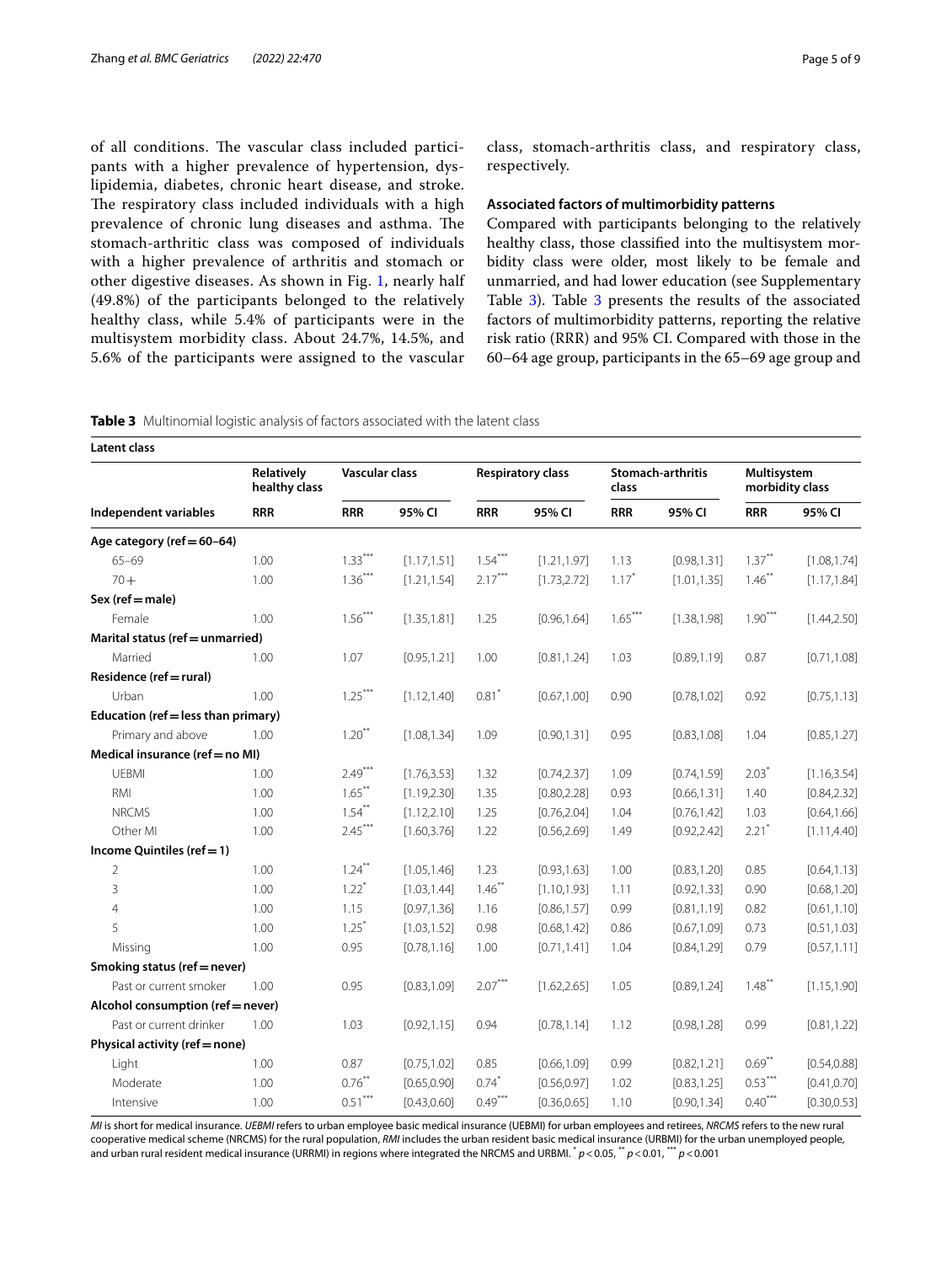of all conditions. The vascular class included participants with a higher prevalence of hypertension, dyslipidemia, diabetes, chronic heart disease, and stroke. The respiratory class included individuals with a high prevalence of chronic lung diseases and asthma. The stomach-arthritic class was composed of individuals with a higher prevalence of arthritis and stomach or other digestive diseases. As shown in Fig. 1, nearly half (49.8%) of the participants belonged to the relatively healthy class, while 5.4% of participants were in the multisystem morbidity class. About 24.7%, 14.5%, and 5.6% of the participants were assigned to the vascular class, stomach-arthritis class, and respiratory class, respectively.

### Associated factors of multimorbidity patterns

Compared with participants belonging to the relatively healthy class, those classified into the multisystem morbidity class were older, most likely to be female and unmarried, and had lower education (see Supplementary Table 3). Table 3 presents the results of the associated factors of multimorbidity patterns, reporting the relative risk ratio (RRR) and 95% CI. Compared with those in the 60–64 age group, participants in the 65–69 age group and

**Table 3** Multinomial logistic analysis of factors associated with the latent class

| Latent class | | | | | | | | | |
|---|---|---|---|---|---|---|---|---|---|
| | Relatively healthy class | Vascular class | | Respiratory class | | Stomach-arthritis class | | Multisystem morbidity class | |
| **Independent variables** | **RRR** | **RRR** | **95% CI** | **RRR** | **95% CI** | **RRR** | **95% CI** | **RRR** | **95% CI** |
| **Age category (ref = 60–64)** | | | | | | | | | |
| 65–69 | 1.00 | 1.33*** | [1.17,1.51] | 1.54*** | [1.21,1.97] | 1.13 | [0.98,1.31] | 1.37** | [1.08,1.74] |
| 70+ | 1.00 | 1.36*** | [1.21,1.54] | 2.17*** | [1.73,2.72] | 1.17* | [1.01,1.35] | 1.46** | [1.17,1.84] |
| **Sex (ref = male)** | | | | | | | | | |
| Female | 1.00 | 1.56*** | [1.35,1.81] | 1.25 | [0.96,1.64] | 1.65*** | [1.38,1.98] | 1.90*** | [1.44,2.50] |
| **Marital status (ref = unmarried)** | | | | | | | | | |
| Married | 1.00 | 1.07 | [0.95,1.21] | 1.00 | [0.81,1.24] | 1.03 | [0.89,1.19] | 0.87 | [0.71,1.08] |
| **Residence (ref = rural)** | | | | | | | | | |
| Urban | 1.00 | 1.25*** | [1.12,1.40] | 0.81* | [0.67,1.00] | 0.90 | [0.78,1.02] | 0.92 | [0.75,1.13] |
| **Education (ref = less than primary)** | | | | | | | | | |
| Primary and above | 1.00 | 1.20** | [1.08,1.34] | 1.09 | [0.90,1.31] | 0.95 | [0.83,1.08] | 1.04 | [0.85,1.27] |
| **Medical insurance (ref = no MI)** | | | | | | | | | |
| UEBMI | 1.00 | 2.49*** | [1.76,3.53] | 1.32 | [0.74,2.37] | 1.09 | [0.74,1.59] | 2.03* | [1.16,3.54] |
| RMI | 1.00 | 1.65** | [1.19,2.30] | 1.35 | [0.80,2.28] | 0.93 | [0.66,1.31] | 1.40 | [0.84,2.32] |
| NRCMS | 1.00 | 1.54** | [1.12,2.10] | 1.25 | [0.76,2.04] | 1.04 | [0.76,1.42] | 1.03 | [0.64,1.66] |
| Other MI | 1.00 | 2.45*** | [1.60,3.76] | 1.22 | [0.56,2.69] | 1.49 | [0.92,2.42] | 2.21* | [1.11,4.40] |
| **Income Quintiles (ref = 1)** | | | | | | | | | |
| 2 | 1.00 | 1.24** | [1.05,1.46] | 1.23 | [0.93,1.63] | 1.00 | [0.83,1.20] | 0.85 | [0.64,1.13] |
| 3 | 1.00 | 1.22* | [1.03,1.44] | 1.46** | [1.10,1.93] | 1.11 | [0.92,1.33] | 0.90 | [0.68,1.20] |
| 4 | 1.00 | 1.15 | [0.97,1.36] | 1.16 | [0.86,1.57] | 0.99 | [0.81,1.19] | 0.82 | [0.61,1.10] |
| 5 | 1.00 | 1.25* | [1.03,1.52] | 0.98 | [0.68,1.42] | 0.86 | [0.67,1.09] | 0.73 | [0.51,1.03] |
| Missing | 1.00 | 0.95 | [0.78,1.16] | 1.00 | [0.71,1.41] | 1.04 | [0.84,1.29] | 0.79 | [0.57,1.11] |
| **Smoking status (ref = never)** | | | | | | | | | |
| Past or current smoker | 1.00 | 0.95 | [0.83,1.09] | 2.07*** | [1.62,2.65] | 1.05 | [0.89,1.24] | 1.48** | [1.15,1.90] |
| **Alcohol consumption (ref = never)** | | | | | | | | | |
| Past or current drinker | 1.00 | 1.03 | [0.92,1.15] | 0.94 | [0.78,1.14] | 1.12 | [0.98,1.28] | 0.99 | [0.81,1.22] |
| **Physical activity (ref = none)** | | | | | | | | | |
| Light | 1.00 | 0.87 | [0.75,1.02] | 0.85 | [0.66,1.09] | 0.99 | [0.82,1.21] | 0.69** | [0.54,0.88] |
| Moderate | 1.00 | 0.76** | [0.65,0.90] | 0.74* | [0.56,0.97] | 1.02 | [0.83,1.25] | 0.53*** | [0.41,0.70] |
| Intensive | 1.00 | 0.51*** | [0.43,0.60] | 0.49*** | [0.36,0.65] | 1.10 | [0.90,1.34] | 0.40*** | [0.30,0.53] |

*MI* is short for medical insurance. *UEBMI* refers to urban employee basic medical insurance (UEBMI) for urban employees and retirees, *NRCMS* refers to the new rural cooperative medical scheme (NRCMS) for the rural population, *RMI* includes the urban resident basic medical insurance (URBMI) for the urban unemployed people, and urban rural resident medical insurance (URRMI) in regions where integrated the NRCMS and URBMI. * $p < 0.05$, ** $p < 0.01$, *** $p < 0.001$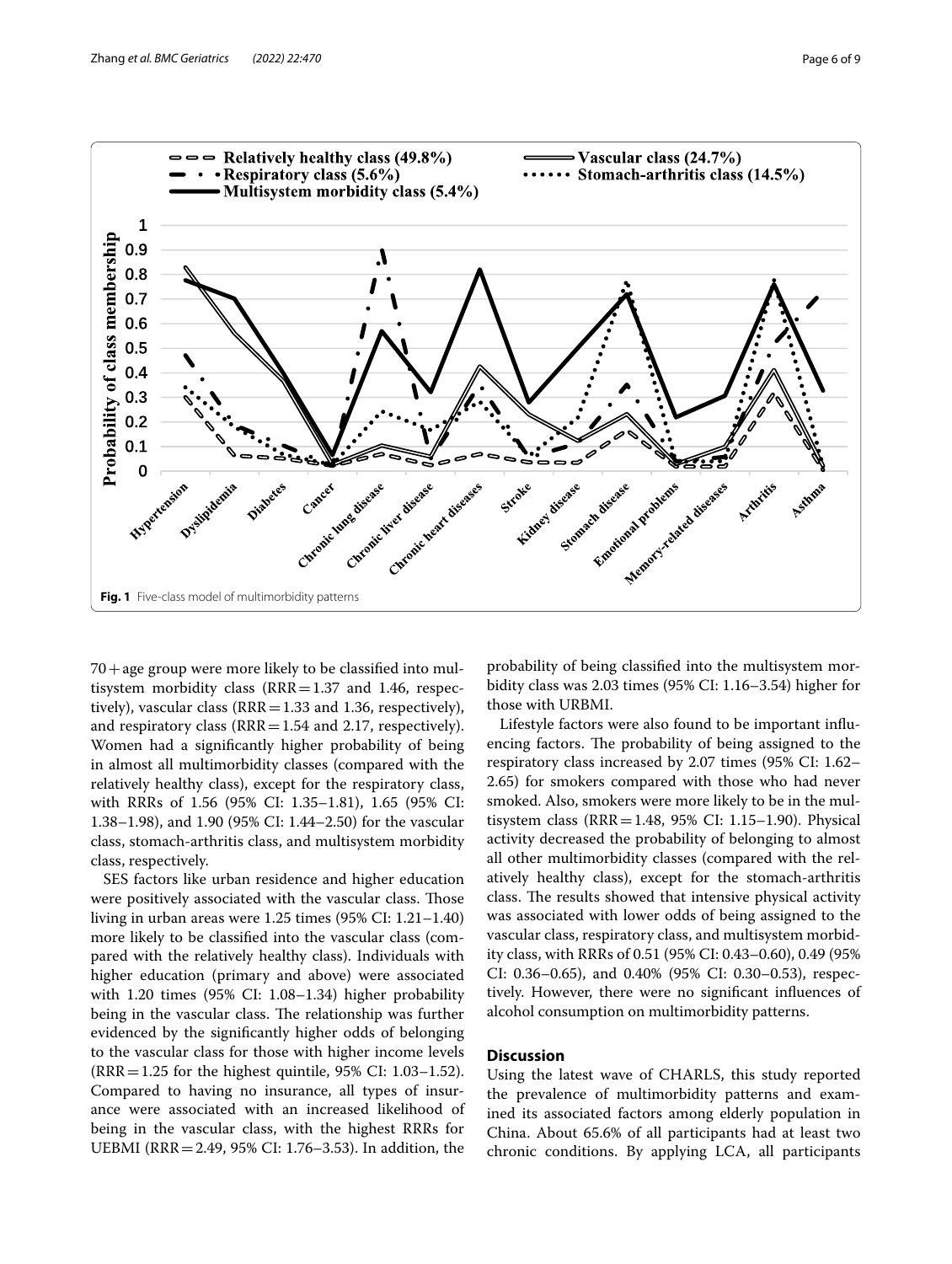Fig. 1 Five-class model of multimorbidity patterns

70 + age group were more likely to be classified into multisystem morbidity class (RRR = 1.37 and 1.46, respectively), vascular class (RRR = 1.33 and 1.36, respectively), and respiratory class (RRR = 1.54 and 2.17, respectively). Women had a significantly higher probability of being in almost all multimorbidity classes (compared with the relatively healthy class), except for the respiratory class, with RRRs of 1.56 (95% CI: 1.35–1.81), 1.65 (95% CI: 1.38–1.98), and 1.90 (95% CI: 1.44–2.50) for the vascular class, stomach-arthritis class, and multisystem morbidity class, respectively.

SES factors like urban residence and higher education were positively associated with the vascular class. Those living in urban areas were 1.25 times (95% CI: 1.21–1.40) more likely to be classified into the vascular class (compared with the relatively healthy class). Individuals with higher education (primary and above) were associated with 1.20 times (95% CI: 1.08–1.34) higher probability being in the vascular class. The relationship was further evidenced by the significantly higher odds of belonging to the vascular class for those with higher income levels (RRR = 1.25 for the highest quintile, 95% CI: 1.03–1.52). Compared to having no insurance, all types of insurance were associated with an increased likelihood of being in the vascular class, with the highest RRRs for UEBMI (RRR = 2.49, 95% CI: 1.76–3.53). In addition, the probability of being classified into the multisystem morbidity class was 2.03 times (95% CI: 1.16–3.54) higher for those with URBMI.

Lifestyle factors were also found to be important influencing factors. The probability of being assigned to the respiratory class increased by 2.07 times (95% CI: 1.62–2.65) for smokers compared with those who had never smoked. Also, smokers were more likely to be in the multisystem class (RRR = 1.48, 95% CI: 1.15–1.90). Physical activity decreased the probability of belonging to almost all other multimorbidity classes (compared with the relatively healthy class), except for the stomach-arthritis class. The results showed that intensive physical activity was associated with lower odds of being assigned to the vascular class, respiratory class, and multisystem morbidity class, with RRRs of 0.51 (95% CI: 0.43–0.60), 0.49 (95% CI: 0.36–0.65), and 0.40% (95% CI: 0.30–0.53), respectively. However, there were no significant influences of alcohol consumption on multimorbidity patterns.

## Discussion

Using the latest wave of CHARLS, this study reported the prevalence of multimorbidity patterns and examined its associated factors among elderly population in China. About 65.6% of all participants had at least two chronic conditions. By applying LCA, all participants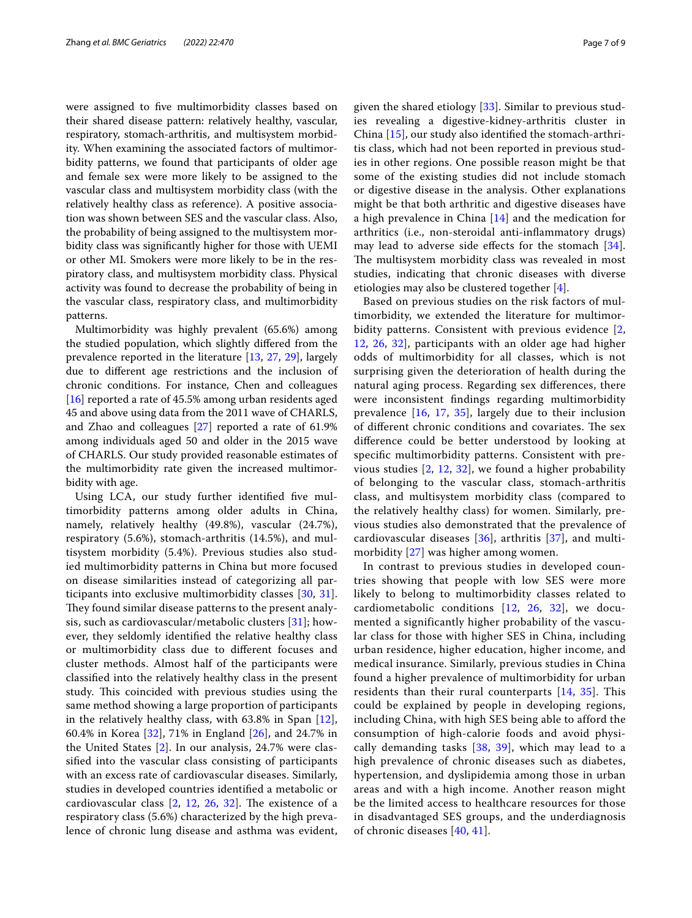were assigned to five multimorbidity classes based on their shared disease pattern: relatively healthy, vascular, respiratory, stomach-arthritis, and multisystem morbidity. When examining the associated factors of multimorbidity patterns, we found that participants of older age and female sex were more likely to be assigned to the vascular class and multisystem morbidity class (with the relatively healthy class as reference). A positive association was shown between SES and the vascular class. Also, the probability of being assigned to the multisystem morbidity class was significantly higher for those with UEMI or other MI. Smokers were more likely to be in the respiratory class, and multisystem morbidity class. Physical activity was found to decrease the probability of being in the vascular class, respiratory class, and multimorbidity patterns.

Multimorbidity was highly prevalent (65.6%) among the studied population, which slightly differed from the prevalence reported in the literature [13, 27, 29], largely due to different age restrictions and the inclusion of chronic conditions. For instance, Chen and colleagues [16] reported a rate of 45.5% among urban residents aged 45 and above using data from the 2011 wave of CHARLS, and Zhao and colleagues [27] reported a rate of 61.9% among individuals aged 50 and older in the 2015 wave of CHARLS. Our study provided reasonable estimates of the multimorbidity rate given the increased multimorbidity with age.

Using LCA, our study further identified five multimorbidity patterns among older adults in China, namely, relatively healthy (49.8%), vascular (24.7%), respiratory (5.6%), stomach-arthritis (14.5%), and multisystem morbidity (5.4%). Previous studies also studied multimorbidity patterns in China but more focused on disease similarities instead of categorizing all participants into exclusive multimorbidity classes [30, 31]. They found similar disease patterns to the present analysis, such as cardiovascular/metabolic clusters [31]; however, they seldomly identified the relative healthy class or multimorbidity class due to different focuses and cluster methods. Almost half of the participants were classified into the relatively healthy class in the present study. This coincided with previous studies using the same method showing a large proportion of participants in the relatively healthy class, with 63.8% in Span [12], 60.4% in Korea [32], 71% in England [26], and 24.7% in the United States [2]. In our analysis, 24.7% were classified into the vascular class consisting of participants with an excess rate of cardiovascular diseases. Similarly, studies in developed countries identified a metabolic or cardiovascular class [2, 12, 26, 32]. The existence of a respiratory class (5.6%) characterized by the high prevalence of chronic lung disease and asthma was evident, given the shared etiology [33]. Similar to previous studies revealing a digestive-kidney-arthritis cluster in China [15], our study also identified the stomach-arthritis class, which had not been reported in previous studies in other regions. One possible reason might be that some of the existing studies did not include stomach or digestive disease in the analysis. Other explanations might be that both arthritic and digestive diseases have a high prevalence in China [14] and the medication for arthritics (i.e., non-steroidal anti-inflammatory drugs) may lead to adverse side effects for the stomach [34]. The multisystem morbidity class was revealed in most studies, indicating that chronic diseases with diverse etiologies may also be clustered together [4].

Based on previous studies on the risk factors of multimorbidity, we extended the literature for multimorbidity patterns. Consistent with previous evidence [2, 12, 26, 32], participants with an older age had higher odds of multimorbidity for all classes, which is not surprising given the deterioration of health during the natural aging process. Regarding sex differences, there were inconsistent findings regarding multimorbidity prevalence [16, 17, 35], largely due to their inclusion of different chronic conditions and covariates. The sex difference could be better understood by looking at specific multimorbidity patterns. Consistent with previous studies [2, 12, 32], we found a higher probability of belonging to the vascular class, stomach-arthritis class, and multisystem morbidity class (compared to the relatively healthy class) for women. Similarly, previous studies also demonstrated that the prevalence of cardiovascular diseases [36], arthritis [37], and multimorbidity [27] was higher among women.

In contrast to previous studies in developed countries showing that people with low SES were more likely to belong to multimorbidity classes related to cardiometabolic conditions [12, 26, 32], we documented a significantly higher probability of the vascular class for those with higher SES in China, including urban residence, higher education, higher income, and medical insurance. Similarly, previous studies in China found a higher prevalence of multimorbidity for urban residents than their rural counterparts [14, 35]. This could be explained by people in developing regions, including China, with high SES being able to afford the consumption of high-calorie foods and avoid physically demanding tasks [38, 39], which may lead to a high prevalence of chronic diseases such as diabetes, hypertension, and dyslipidemia among those in urban areas and with a high income. Another reason might be the limited access to healthcare resources for those in disadvantaged SES groups, and the underdiagnosis of chronic diseases [40, 41].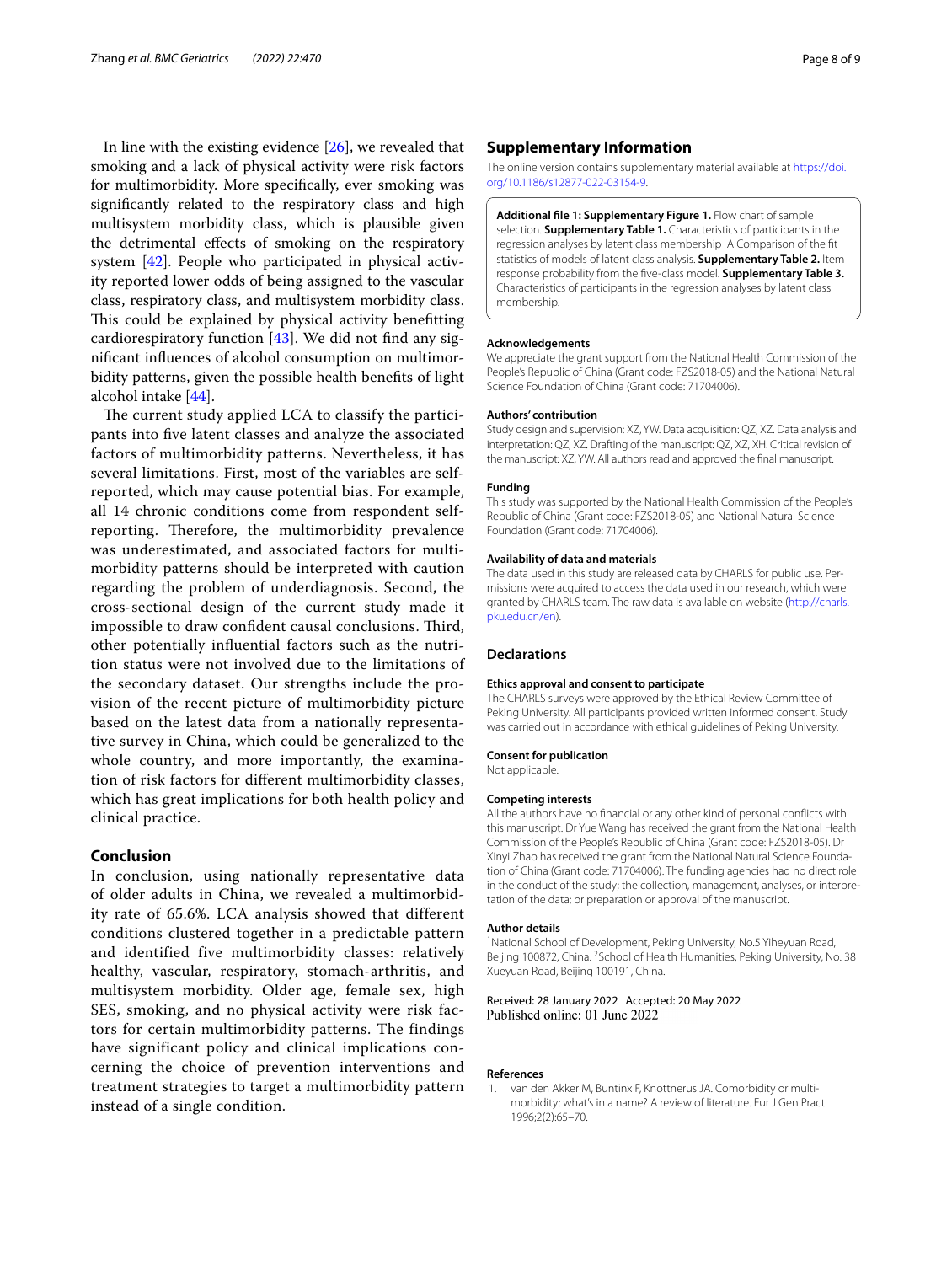In line with the existing evidence [26], we revealed that smoking and a lack of physical activity were risk factors for multimorbidity. More specifically, ever smoking was significantly related to the respiratory class and high multisystem morbidity class, which is plausible given the detrimental effects of smoking on the respiratory system [42]. People who participated in physical activity reported lower odds of being assigned to the vascular class, respiratory class, and multisystem morbidity class. This could be explained by physical activity benefitting cardiorespiratory function [43]. We did not find any significant influences of alcohol consumption on multimorbidity patterns, given the possible health benefits of light alcohol intake [44].

The current study applied LCA to classify the participants into five latent classes and analyze the associated factors of multimorbidity patterns. Nevertheless, it has several limitations. First, most of the variables are self-reported, which may cause potential bias. For example, all 14 chronic conditions come from respondent self-reporting. Therefore, the multimorbidity prevalence was underestimated, and associated factors for multimorbidity patterns should be interpreted with caution regarding the problem of underdiagnosis. Second, the cross-sectional design of the current study made it impossible to draw confident causal conclusions. Third, other potentially influential factors such as the nutrition status were not involved due to the limitations of the secondary dataset. Our strengths include the provision of the recent picture of multimorbidity picture based on the latest data from a nationally representative survey in China, which could be generalized to the whole country, and more importantly, the examination of risk factors for different multimorbidity classes, which has great implications for both health policy and clinical practice.

## Conclusion

In conclusion, using nationally representative data of older adults in China, we revealed a multimorbidity rate of 65.6%. LCA analysis showed that different conditions clustered together in a predictable pattern and identified five multimorbidity classes: relatively healthy, vascular, respiratory, stomach-arthritis, and multisystem morbidity. Older age, female sex, high SES, smoking, and no physical activity were risk factors for certain multimorbidity patterns. The findings have significant policy and clinical implications concerning the choice of prevention interventions and treatment strategies to target a multimorbidity pattern instead of a single condition.

## Supplementary Information

The online version contains supplementary material available at https://doi.org/10.1186/s12877-022-03154-9.

**Additional file 1: Supplementary Figure 1.** Flow chart of sample selection. **Supplementary Table 1.** Characteristics of participants in the regression analyses by latent class membership A Comparison of the fit statistics of models of latent class analysis. **Supplementary Table 2.** Item response probability from the five-class model. **Supplementary Table 3.** Characteristics of participants in the regression analyses by latent class membership.

### Acknowledgements

We appreciate the grant support from the National Health Commission of the People's Republic of China (Grant code: FZS2018-05) and the National Natural Science Foundation of China (Grant code: 71704006).

### Authors' contribution

Study design and supervision: XZ, YW. Data acquisition: QZ, XZ. Data analysis and interpretation: QZ, XZ. Drafting of the manuscript: QZ, XZ, XH. Critical revision of the manuscript: XZ, YW. All authors read and approved the final manuscript.

### Funding

This study was supported by the National Health Commission of the People's Republic of China (Grant code: FZS2018-05) and National Natural Science Foundation (Grant code: 71704006).

### Availability of data and materials

The data used in this study are released data by CHARLS for public use. Permissions were acquired to access the data used in our research, which were granted by CHARLS team. The raw data is available on website (http://charls.pku.edu.cn/en).

## Declarations

### Ethics approval and consent to participate

The CHARLS surveys were approved by the Ethical Review Committee of Peking University. All participants provided written informed consent. Study was carried out in accordance with ethical guidelines of Peking University.

### Consent for publication

Not applicable.

### Competing interests

All the authors have no financial or any other kind of personal conflicts with this manuscript. Dr Yue Wang has received the grant from the National Health Commission of the People's Republic of China (Grant code: FZS2018-05). Dr Xinyi Zhao has received the grant from the National Natural Science Foundation of China (Grant code: 71704006). The funding agencies had no direct role in the conduct of the study; the collection, management, analyses, or interpretation of the data; or preparation or approval of the manuscript.

### Author details

[1]National School of Development, Peking University, No.5 Yiheyuan Road, Beijing 100872, China. [2]School of Health Humanities, Peking University, No. 38 Xueyuan Road, Beijing 100191, China.

Received: 28 January 2022 Accepted: 20 May 2022
Published online: 01 June 2022

### References

1. van den Akker M, Buntinx F, Knottnerus JA. Comorbidity or multimorbidity: what's in a name? A review of literature. Eur J Gen Pract. 1996;2(2):65–70.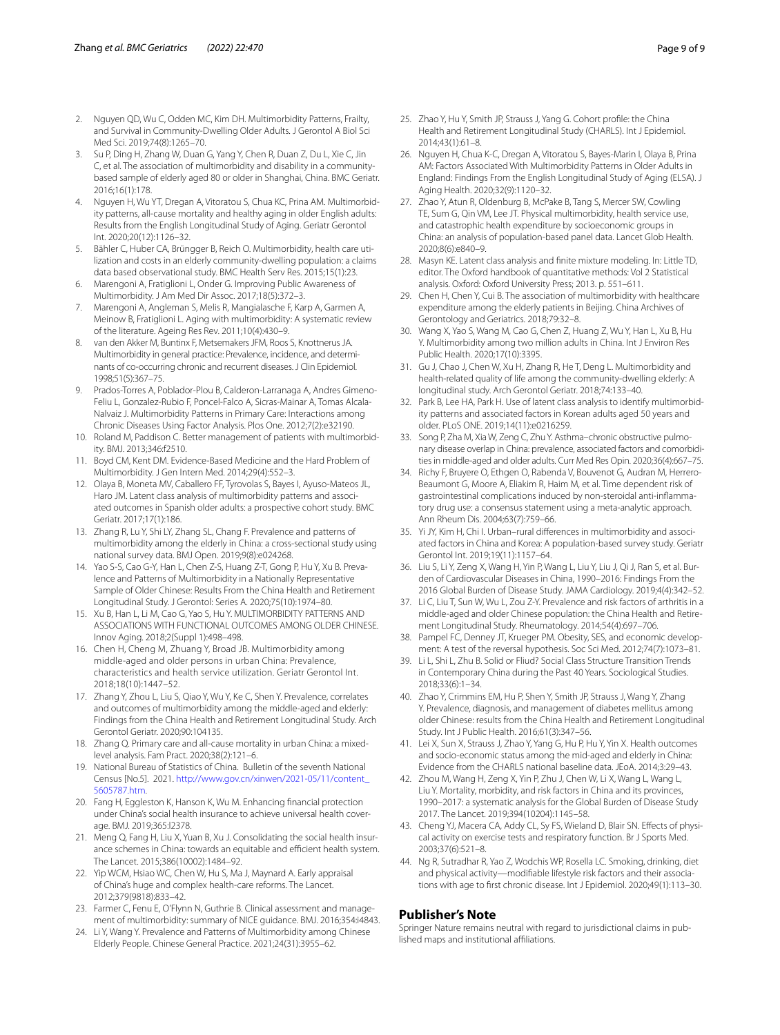2. Nguyen QD, Wu C, Odden MC, Kim DH. Multimorbidity Patterns, Frailty, and Survival in Community-Dwelling Older Adults. J Gerontol A Biol Sci Med Sci. 2019;74(8):1265–70.
3. Su P, Ding H, Zhang W, Duan G, Yang Y, Chen R, Duan Z, Du L, Xie C, Jin C, et al. The association of multimorbidity and disability in a community-based sample of elderly aged 80 or older in Shanghai, China. BMC Geriatr. 2016;16(1):178.
4. Nguyen H, Wu YT, Dregan A, Vitoratou S, Chua KC, Prina AM. Multimorbidity patterns, all-cause mortality and healthy aging in older English adults: Results from the English Longitudinal Study of Aging. Geriatr Gerontol Int. 2020;20(12):1126–32.
5. Bähler C, Huber CA, Brüngger B, Reich O. Multimorbidity, health care utilization and costs in an elderly community-dwelling population: a claims data based observational study. BMC Health Serv Res. 2015;15(1):23.
6. Marengoni A, Fratiglioni L, Onder G. Improving Public Awareness of Multimorbidity. J Am Med Dir Assoc. 2017;18(5):372–3.
7. Marengoni A, Angleman S, Melis R, Mangialasche F, Karp A, Garmen A, Meinow B, Fratiglioni L. Aging with multimorbidity: A systematic review of the literature. Ageing Res Rev. 2011;10(4):430–9.
8. van den Akker M, Buntinx F, Metsemakers JFM, Roos S, Knottnerus JA. Multimorbidity in general practice: Prevalence, incidence, and determinants of co-occurring chronic and recurrent diseases. J Clin Epidemiol. 1998;51(5):367–75.
9. Prados-Torres A, Poblador-Plou B, Calderon-Larranaga A, Andres Gimeno-Feliu L, Gonzalez-Rubio F, Poncel-Falco A, Sicras-Mainar A, Tomas Alcala-Nalvaiz J. Multimorbidity Patterns in Primary Care: Interactions among Chronic Diseases Using Factor Analysis. Plos One. 2012;7(2):e32190.
10. Roland M, Paddison C. Better management of patients with multimorbidity. BMJ. 2013;346:f2510.
11. Boyd CM, Kent DM. Evidence-Based Medicine and the Hard Problem of Multimorbidity. J Gen Intern Med. 2014;29(4):552–3.
12. Olaya B, Moneta MV, Caballero FF, Tyrovolas S, Bayes I, Ayuso-Mateos JL, Haro JM. Latent class analysis of multimorbidity patterns and associated outcomes in Spanish older adults: a prospective cohort study. BMC Geriatr. 2017;17(1):186.
13. Zhang R, Lu Y, Shi LY, Zhang SL, Chang F. Prevalence and patterns of multimorbidity among the elderly in China: a cross-sectional study using national survey data. BMJ Open. 2019;9(8):e024268.
14. Yao S-S, Cao G-Y, Han L, Chen Z-S, Huang Z-T, Gong P, Hu Y, Xu B. Prevalence and Patterns of Multimorbidity in a Nationally Representative Sample of Older Chinese: Results From the China Health and Retirement Longitudinal Study. J Gerontol: Series A. 2020;75(10):1974–80.
15. Xu B, Han L, Li M, Cao G, Yao S, Hu Y. MULTIMORBIDITY PATTERNS AND ASSOCIATIONS WITH FUNCTIONAL OUTCOMES AMONG OLDER CHINESE. Innov Aging. 2018;2(Suppl 1):498–498.
16. Chen H, Cheng M, Zhuang Y, Broad JB. Multimorbidity among middle-aged and older persons in urban China: Prevalence, characteristics and health service utilization. Geriatr Gerontol Int. 2018;18(10):1447–52.
17. Zhang Y, Zhou L, Liu S, Qiao Y, Wu Y, Ke C, Shen Y. Prevalence, correlates and outcomes of multimorbidity among the middle-aged and elderly: Findings from the China Health and Retirement Longitudinal Study. Arch Gerontol Geriatr. 2020;90:104135.
18. Zhang Q. Primary care and all-cause mortality in urban China: a mixed-level analysis. Fam Pract. 2020;38(2):121–6.
19. National Bureau of Statistics of China. Bulletin of the seventh National Census [No.5]. 2021. http://www.gov.cn/xinwen/2021-05/11/content_5605787.htm.
20. Fang H, Eggleston K, Hanson K, Wu M. Enhancing financial protection under China's social health insurance to achieve universal health coverage. BMJ. 2019;365:l2378.
21. Meng Q, Fang H, Liu X, Yuan B, Xu J. Consolidating the social health insurance schemes in China: towards an equitable and efficient health system. The Lancet. 2015;386(10002):1484–92.
22. Yip WCM, Hsiao WC, Chen W, Hu S, Ma J, Maynard A. Early appraisal of China's huge and complex health-care reforms. The Lancet. 2012;379(9818):833–42.
23. Farmer C, Fenu E, O'Flynn N, Guthrie B. Clinical assessment and management of multimorbidity: summary of NICE guidance. BMJ. 2016;354:i4843.
24. Li Y, Wang Y. Prevalence and Patterns of Multimorbidity among Chinese Elderly People. Chinese General Practice. 2021;24(31):3955–62.
25. Zhao Y, Hu Y, Smith JP, Strauss J, Yang G. Cohort profile: the China Health and Retirement Longitudinal Study (CHARLS). Int J Epidemiol. 2014;43(1):61–8.
26. Nguyen H, Chua K-C, Dregan A, Vitoratou S, Bayes-Marin I, Olaya B, Prina AM: Factors Associated With Multimorbidity Patterns in Older Adults in England: Findings From the English Longitudinal Study of Aging (ELSA). J Aging Health. 2020;32(9):1120–32.
27. Zhao Y, Atun R, Oldenburg B, McPake B, Tang S, Mercer SW, Cowling TE, Sum G, Qin VM, Lee JT. Physical multimorbidity, health service use, and catastrophic health expenditure by socioeconomic groups in China: an analysis of population-based panel data. Lancet Glob Health. 2020;8(6):e840–9.
28. Masyn KE. Latent class analysis and finite mixture modeling. In: Little TD, editor. The Oxford handbook of quantitative methods: Vol 2 Statistical analysis. Oxford: Oxford University Press; 2013. p. 551–611.
29. Chen H, Chen Y, Cui B. The association of multimorbidity with healthcare expenditure among the elderly patients in Beijing. China Archives of Gerontology and Geriatrics. 2018;79:32–8.
30. Wang X, Yao S, Wang M, Cao G, Chen Z, Huang Z, Wu Y, Han L, Xu B, Hu Y. Multimorbidity among two million adults in China. Int J Environ Res Public Health. 2020;17(10):3395.
31. Gu J, Chao J, Chen W, Xu H, Zhang R, He T, Deng L. Multimorbidity and health-related quality of life among the community-dwelling elderly: A longitudinal study. Arch Gerontol Geriatr. 2018;74:133–40.
32. Park B, Lee HA, Park H. Use of latent class analysis to identify multimorbidity patterns and associated factors in Korean adults aged 50 years and older. PLoS ONE. 2019;14(11):e0216259.
33. Song P, Zha M, Xia W, Zeng C, Zhu Y. Asthma–chronic obstructive pulmonary disease overlap in China: prevalence, associated factors and comorbidities in middle-aged and older adults. Curr Med Res Opin. 2020;36(4):667–75.
34. Richy F, Bruyere O, Ethgen O, Rabenda V, Bouvenot G, Audran M, Herrero-Beaumont G, Moore A, Eliakim R, Haim M, et al. Time dependent risk of gastrointestinal complications induced by non-steroidal anti-inflammatory drug use: a consensus statement using a meta-analytic approach. Ann Rheum Dis. 2004;63(7):759–66.
35. Yi JY, Kim H, Chi I. Urban–rural differences in multimorbidity and associated factors in China and Korea: A population-based survey study. Geriatr Gerontol Int. 2019;19(11):1157–64.
36. Liu S, Li Y, Zeng X, Wang H, Yin P, Wang L, Liu Y, Liu J, Qi J, Ran S, et al. Burden of Cardiovascular Diseases in China, 1990–2016: Findings From the 2016 Global Burden of Disease Study. JAMA Cardiology. 2019;4(4):342–52.
37. Li C, Liu T, Sun W, Wu L, Zou Z-Y. Prevalence and risk factors of arthritis in a middle-aged and older Chinese population: the China Health and Retirement Longitudinal Study. Rheumatology. 2014;54(4):697–706.
38. Pampel FC, Denney JT, Krueger PM. Obesity, SES, and economic development: A test of the reversal hypothesis. Soc Sci Med. 2012;74(7):1073–81.
39. Li L, Shi L, Zhu B. Solid or Fliud? Social Class Structure Transition Trends in Contemporary China during the Past 40 Years. Sociological Studies. 2018;33(6):1–34.
40. Zhao Y, Crimmins EM, Hu P, Shen Y, Smith JP, Strauss J, Wang Y, Zhang Y. Prevalence, diagnosis, and management of diabetes mellitus among older Chinese: results from the China Health and Retirement Longitudinal Study. Int J Public Health. 2016;61(3):347–56.
41. Lei X, Sun X, Strauss J, Zhao Y, Yang G, Hu P, Hu Y, Yin X. Health outcomes and socio-economic status among the mid-aged and elderly in China: Evidence from the CHARLS national baseline data. JEoA. 2014;3:29–43.
42. Zhou M, Wang H, Zeng X, Yin P, Zhu J, Chen W, Li X, Wang L, Wang L, Liu Y. Mortality, morbidity, and risk factors in China and its provinces, 1990–2017: a systematic analysis for the Global Burden of Disease Study 2017. The Lancet. 2019;394(10204):1145–58.
43. Cheng YJ, Macera CA, Addy CL, Sy FS, Wieland D, Blair SN. Effects of physical activity on exercise tests and respiratory function. Br J Sports Med. 2003;37(6):521–8.
44. Ng R, Sutradhar R, Yao Z, Wodchis WP, Rosella LC. Smoking, drinking, diet and physical activity—modifiable lifestyle risk factors and their associations with age to first chronic disease. Int J Epidemiol. 2020;49(1):113–30.

## Publisher's Note

Springer Nature remains neutral with regard to jurisdictional claims in published maps and institutional affiliations.